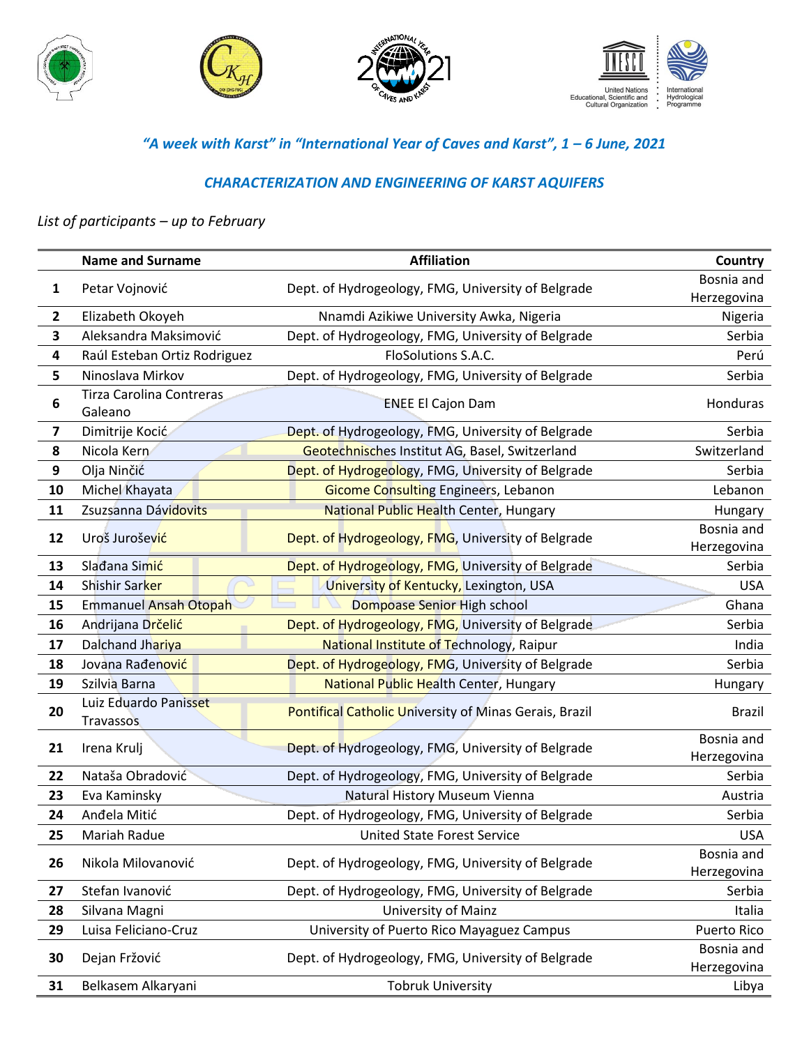*"A week with Karst" in "International Year of Caves and Karst", 1 – 6 June, 2021*

**CHARACTERIZATION AND ENGINEERING OF KARST AQUIFERS**

*List of participants – up to February*

| | Name and Surname | Affiliation | Country |
|---|---|---|---|
| 1 | Petar Vojnović | Dept. of Hydrogeology, FMG, University of Belgrade | Bosnia and Herzegovina |
| 2 | Elizabeth Okoyeh | Nnamdi Azikiwe University Awka, Nigeria | Nigeria |
| 3 | Aleksandra Maksimović | Dept. of Hydrogeology, FMG, University of Belgrade | Serbia |
| 4 | Raúl Esteban Ortiz Rodriguez | FloSolutions S.A.C. | Perú |
| 5 | Ninoslava Mirkov | Dept. of Hydrogeology, FMG, University of Belgrade | Serbia |
| 6 | Tirza Carolina Contreras Galeano | ENEE El Cajon Dam | Honduras |
| 7 | Dimitrije Kocić | Dept. of Hydrogeology, FMG, University of Belgrade | Serbia |
| 8 | Nicola Kern | Geotechnisches Institut AG, Basel, Switzerland | Switzerland |
| 9 | Olja Ninčić | Dept. of Hydrogeology, FMG, University of Belgrade | Serbia |
| 10 | Michel Khayata | Gicome Consulting Engineers, Lebanon | Lebanon |
| 11 | Zsuzsanna Dávidovits | National Public Health Center, Hungary | Hungary |
| 12 | Uroš Jurošević | Dept. of Hydrogeology, FMG, University of Belgrade | Bosnia and Herzegovina |
| 13 | Slađana Simić | Dept. of Hydrogeology, FMG, University of Belgrade | Serbia |
| 14 | Shishir Sarker | University of Kentucky, Lexington, USA | USA |
| 15 | Emmanuel Ansah Otopah | Dompoase Senior High school | Ghana |
| 16 | Andrijana Drčelić | Dept. of Hydrogeology, FMG, University of Belgrade | Serbia |
| 17 | Dalchand Jhariya | National Institute of Technology, Raipur | India |
| 18 | Jovana Rađenović | Dept. of Hydrogeology, FMG, University of Belgrade | Serbia |
| 19 | Szilvia Barna | National Public Health Center, Hungary | Hungary |
| 20 | Luiz Eduardo Panisset Travassos | Pontifical Catholic University of Minas Gerais, Brazil | Brazil |
| 21 | Irena Krulj | Dept. of Hydrogeology, FMG, University of Belgrade | Bosnia and Herzegovina |
| 22 | Nataša Obradović | Dept. of Hydrogeology, FMG, University of Belgrade | Serbia |
| 23 | Eva Kaminsky | Natural History Museum Vienna | Austria |
| 24 | Anđela Mitić | Dept. of Hydrogeology, FMG, University of Belgrade | Serbia |
| 25 | Mariah Radue | United State Forest Service | USA |
| 26 | Nikola Milovanović | Dept. of Hydrogeology, FMG, University of Belgrade | Bosnia and Herzegovina |
| 27 | Stefan Ivanović | Dept. of Hydrogeology, FMG, University of Belgrade | Serbia |
| 28 | Silvana Magni | University of Mainz | Italia |
| 29 | Luisa Feliciano-Cruz | University of Puerto Rico Mayaguez Campus | Puerto Rico |
| 30 | Dejan Fržović | Dept. of Hydrogeology, FMG, University of Belgrade | Bosnia and Herzegovina |
| 31 | Belkasem Alkaryani | Tobruk University | Libya |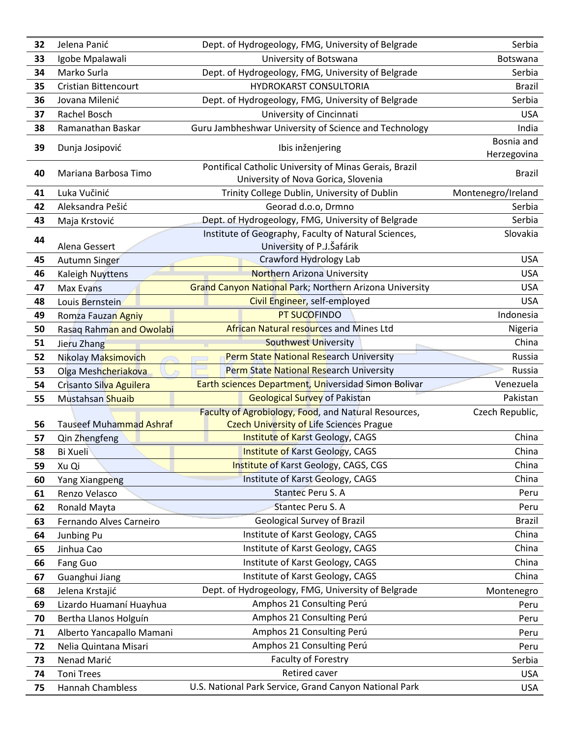| | | | |
|---|---|---|---|
| 32 | Jelena Panić | Dept. of Hydrogeology, FMG, University of Belgrade | Serbia |
| 33 | Igobe Mpalawali | University of Botswana | Botswana |
| 34 | Marko Surla | Dept. of Hydrogeology, FMG, University of Belgrade | Serbia |
| 35 | Cristian Bittencourt | HYDROKARST CONSULTORIA | Brazil |
| 36 | Jovana Milenić | Dept. of Hydrogeology, FMG, University of Belgrade | Serbia |
| 37 | Rachel Bosch | University of Cincinnati | USA |
| 38 | Ramanathan Baskar | Guru Jambheshwar University of Science and Technology | India |
| 39 | Dunja Josipović | Ibis inženjering | Bosnia and Herzegovina |
| 40 | Mariana Barbosa Timo | Pontifical Catholic University of Minas Gerais, Brazil University of Nova Gorica, Slovenia | Brazil |
| 41 | Luka Vučinić | Trinity College Dublin, University of Dublin | Montenegro/Ireland |
| 42 | Aleksandra Pešić | Georad d.o.o, Drmno | Serbia |
| 43 | Maja Krstović | Dept. of Hydrogeology, FMG, University of Belgrade | Serbia |
| 44 | Alena Gessert | Institute of Geography, Faculty of Natural Sciences, University of P.J.Šafárik | Slovakia |
| 45 | Autumn Singer | Crawford Hydrology Lab | USA |
| 46 | Kaleigh Nuyttens | Northern Arizona University | USA |
| 47 | Max Evans | Grand Canyon National Park; Northern Arizona University | USA |
| 48 | Louis Bernstein | Civil Engineer, self-employed | USA |
| 49 | Romza Fauzan Agniy | PT SUCOFINDO | Indonesia |
| 50 | Rasaq Rahman and Owolabi | African Natural resources and Mines Ltd | Nigeria |
| 51 | Jieru Zhang | Southwest University | China |
| 52 | Nikolay Maksimovich | Perm State National Research University | Russia |
| 53 | Olga Meshcheriakova | Perm State National Research University | Russia |
| 54 | Crisanto Silva Aguilera | Earth sciences Department, Universidad Simon Bolivar | Venezuela |
| 55 | Mustahsan Shuaib | Geological Survey of Pakistan | Pakistan |
| 56 | Tauseef Muhammad Ashraf | Faculty of Agrobiology, Food, and Natural Resources, Czech University of Life Sciences Prague | Czech Republic, |
| 57 | Qin Zhengfeng | Institute of Karst Geology, CAGS | China |
| 58 | Bi Xueli | Institute of Karst Geology, CAGS | China |
| 59 | Xu Qi | Institute of Karst Geology, CAGS, CGS | China |
| 60 | Yang Xiangpeng | Institute of Karst Geology, CAGS | China |
| 61 | Renzo Velasco | Stantec Peru S. A | Peru |
| 62 | Ronald Mayta | Stantec Peru S. A | Peru |
| 63 | Fernando Alves Carneiro | Geological Survey of Brazil | Brazil |
| 64 | Junbing Pu | Institute of Karst Geology, CAGS | China |
| 65 | Jinhua Cao | Institute of Karst Geology, CAGS | China |
| 66 | Fang Guo | Institute of Karst Geology, CAGS | China |
| 67 | Guanghui Jiang | Institute of Karst Geology, CAGS | China |
| 68 | Jelena Krstajić | Dept. of Hydrogeology, FMG, University of Belgrade | Montenegro |
| 69 | Lizardo Huamaní Huayhua | Amphos 21 Consulting Perú | Peru |
| 70 | Bertha Llanos Holguín | Amphos 21 Consulting Perú | Peru |
| 71 | Alberto Yancapallo Mamani | Amphos 21 Consulting Perú | Peru |
| 72 | Nelia Quintana Misari | Amphos 21 Consulting Perú | Peru |
| 73 | Nenad Marić | Faculty of Forestry | Serbia |
| 74 | Toni Trees | Retired caver | USA |
| 75 | Hannah Chambless | U.S. National Park Service, Grand Canyon National Park | USA |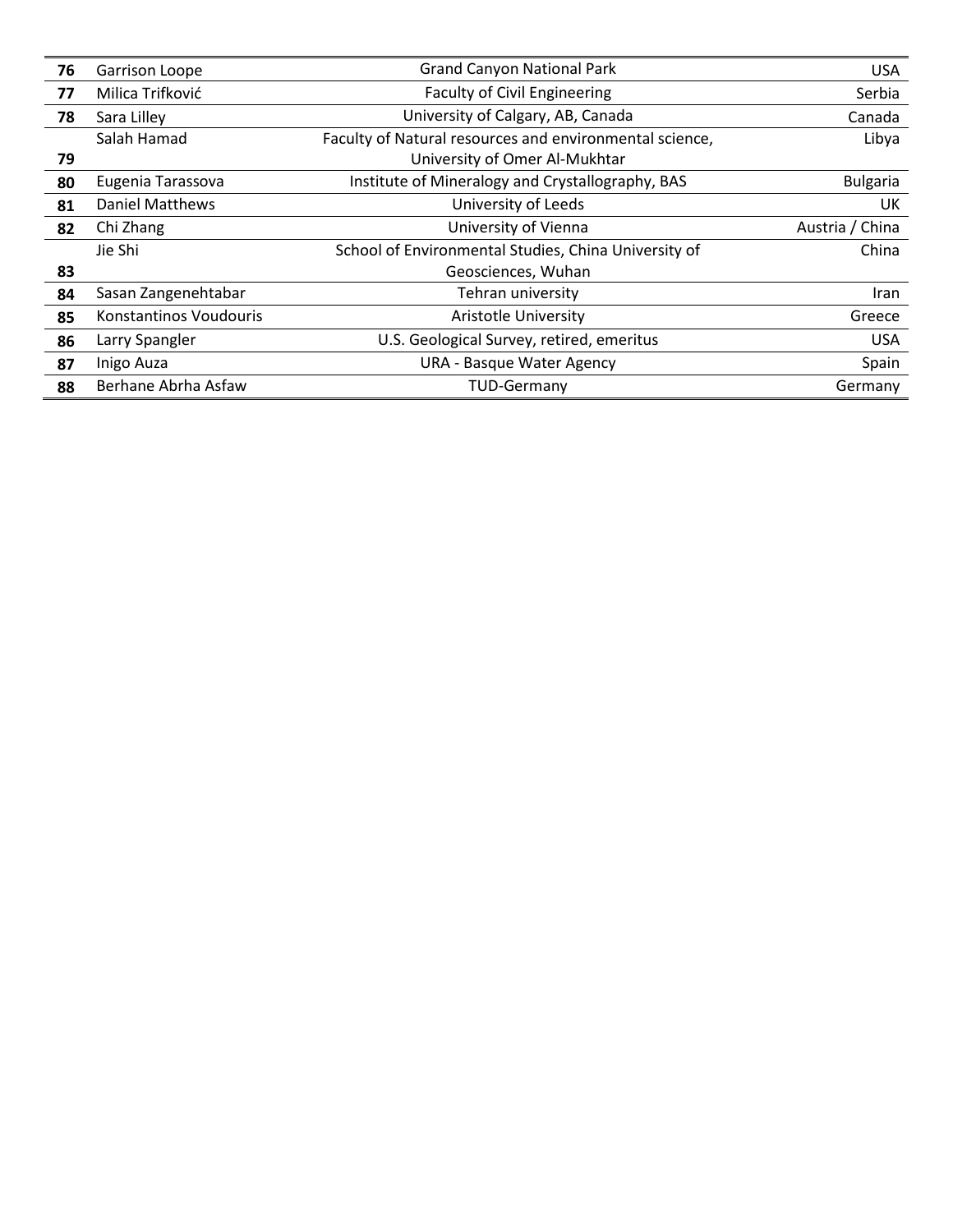| | | | |
|---|---|---|---|
| **76** | Garrison Loope | Grand Canyon National Park | USA |
| **77** | Milica Trifković | Faculty of Civil Engineering | Serbia |
| **78** | Sara Lilley | University of Calgary, AB, Canada | Canada |
| **79** | Salah Hamad | Faculty of Natural resources and environmental science, University of Omer Al-Mukhtar | Libya |
| **80** | Eugenia Tarassova | Institute of Mineralogy and Crystallography, BAS | Bulgaria |
| **81** | Daniel Matthews | University of Leeds | UK |
| **82** | Chi Zhang | University of Vienna | Austria / China |
| **83** | Jie Shi | School of Environmental Studies, China University of Geosciences, Wuhan | China |
| **84** | Sasan Zangenehtabar | Tehran university | Iran |
| **85** | Konstantinos Voudouris | Aristotle University | Greece |
| **86** | Larry Spangler | U.S. Geological Survey, retired, emeritus | USA |
| **87** | Inigo Auza | URA - Basque Water Agency | Spain |
| **88** | Berhane Abrha Asfaw | TUD-Germany | Germany |